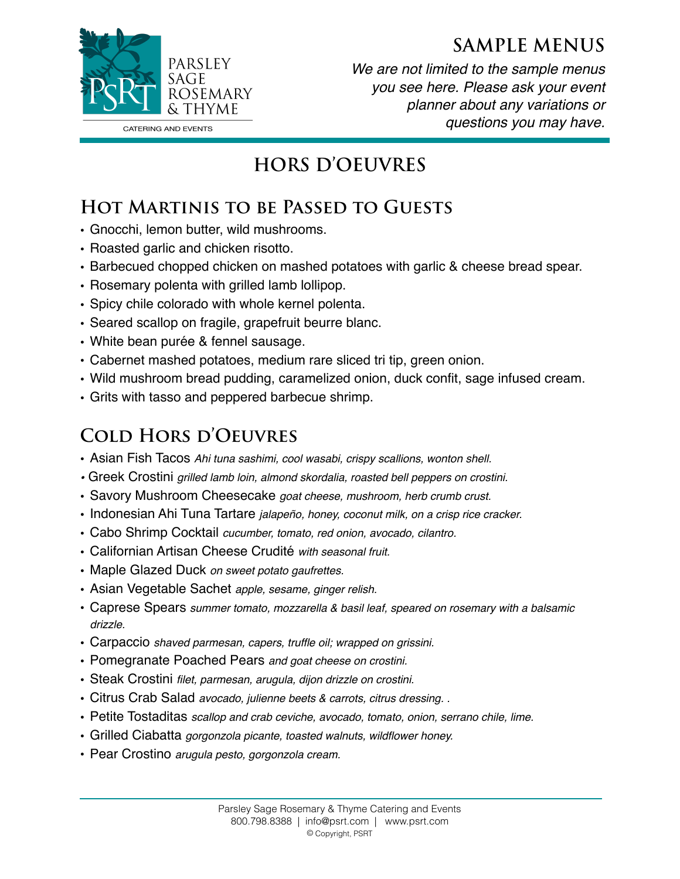PARSLEY SAGE ROSEMARY & THYME

CATERING AND EVENTS

# SAMPLE MENUS

*We are not limited to the sample menus you see here. Please ask your event planner about any variations or questions you may have.*

## HORS D'OEUVRES

### Hot Martinis to be Passed to Guests

- Gnocchi, lemon butter, wild mushrooms.
- Roasted garlic and chicken risotto.
- Barbecued chopped chicken on mashed potatoes with garlic & cheese bread spear.
- Rosemary polenta with grilled lamb lollipop.
- Spicy chile colorado with whole kernel polenta.
- Seared scallop on fragile, grapefruit beurre blanc.
- White bean purée & fennel sausage.
- Cabernet mashed potatoes, medium rare sliced tri tip, green onion.
- Wild mushroom bread pudding, caramelized onion, duck confit, sage infused cream.
- Grits with tasso and peppered barbecue shrimp.

### Cold Hors d'Oeuvres

- Asian Fish Tacos *Ahi tuna sashimi, cool wasabi, crispy scallions, wonton shell.*
- Greek Crostini *grilled lamb loin, almond skordalia, roasted bell peppers on crostini.*
- Savory Mushroom Cheesecake *goat cheese, mushroom, herb crumb crust.*
- Indonesian Ahi Tuna Tartare *jalapeño, honey, coconut milk, on a crisp rice cracker.*
- Cabo Shrimp Cocktail *cucumber, tomato, red onion, avocado, cilantro.*
- Californian Artisan Cheese Crudité *with seasonal fruit.*
- Maple Glazed Duck *on sweet potato gaufrettes.*
- Asian Vegetable Sachet *apple, sesame, ginger relish.*
- Caprese Spears *summer tomato, mozzarella & basil leaf, speared on rosemary with a balsamic drizzle.*
- Carpaccio *shaved parmesan, capers, truffle oil; wrapped on grissini.*
- Pomegranate Poached Pears *and goat cheese on crostini.*
- Steak Crostini *filet, parmesan, arugula, dijon drizzle on crostini.*
- Citrus Crab Salad *avocado, julienne beets & carrots, citrus dressing. .*
- Petite Tostaditas *scallop and crab ceviche, avocado, tomato, onion, serrano chile, lime.*
- Grilled Ciabatta *gorgonzola picante, toasted walnuts, wildflower honey.*
- Pear Crostino *arugula pesto, gorgonzola cream.*

Parsley Sage Rosemary & Thyme Catering and Events
800.798.8388 | info@psrt.com | www.psrt.com
© Copyright, PSRT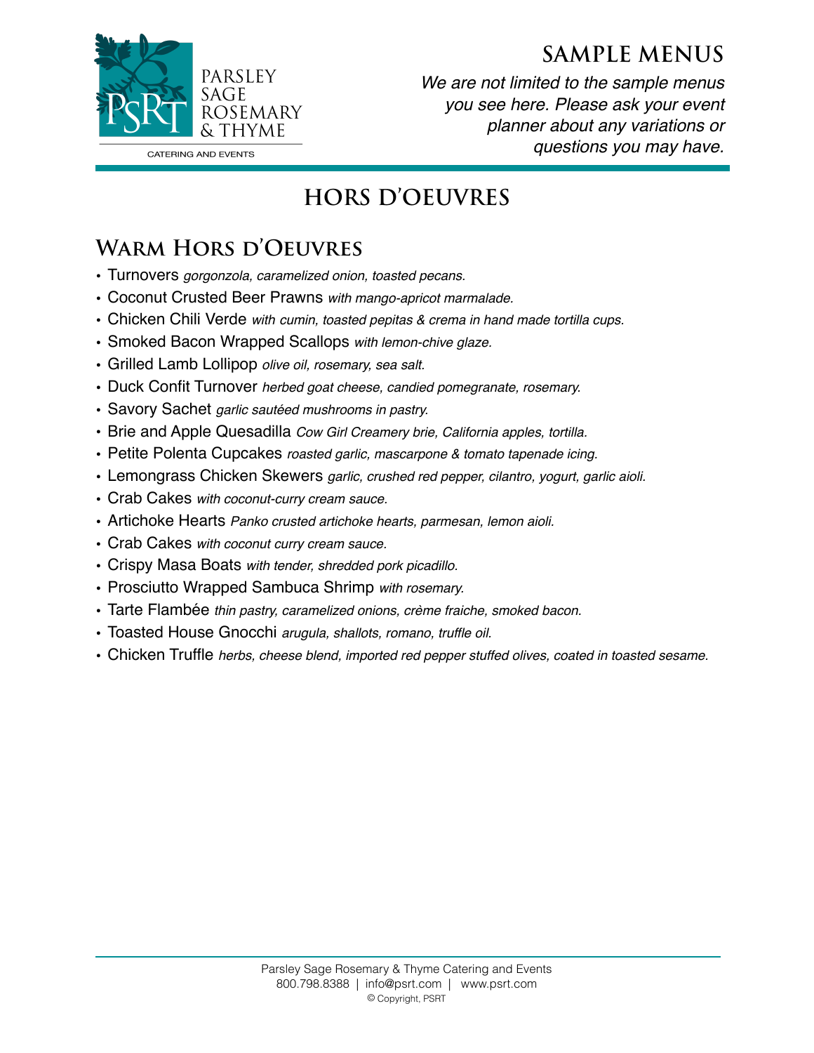PARSLEY
SAGE
ROSEMARY
& THYME

CATERING AND EVENTS

# SAMPLE MENUS

*We are not limited to the sample menus you see here. Please ask your event planner about any variations or questions you may have.*

## HORS D'OEUVRES

### Warm Hors d'Oeuvres

- Turnovers *gorgonzola, caramelized onion, toasted pecans.*
- Coconut Crusted Beer Prawns *with mango-apricot marmalade.*
- Chicken Chili Verde *with cumin, toasted pepitas & crema in hand made tortilla cups.*
- Smoked Bacon Wrapped Scallops *with lemon-chive glaze.*
- Grilled Lamb Lollipop *olive oil, rosemary, sea salt.*
- Duck Confit Turnover *herbed goat cheese, candied pomegranate, rosemary.*
- Savory Sachet *garlic sautéed mushrooms in pastry.*
- Brie and Apple Quesadilla *Cow Girl Creamery brie, California apples, tortilla.*
- Petite Polenta Cupcakes *roasted garlic, mascarpone & tomato tapenade icing.*
- Lemongrass Chicken Skewers *garlic, crushed red pepper, cilantro, yogurt, garlic aioli.*
- Crab Cakes *with coconut-curry cream sauce.*
- Artichoke Hearts *Panko crusted artichoke hearts, parmesan, lemon aioli.*
- Crab Cakes *with coconut curry cream sauce.*
- Crispy Masa Boats *with tender, shredded pork picadillo.*
- Prosciutto Wrapped Sambuca Shrimp *with rosemary.*
- Tarte Flambée *thin pastry, caramelized onions, crème fraiche, smoked bacon.*
- Toasted House Gnocchi *arugula, shallots, romano, truffle oil.*
- Chicken Truffle *herbs, cheese blend, imported red pepper stuffed olives, coated in toasted sesame.*

Parsley Sage Rosemary & Thyme Catering and Events
800.798.8388 | info@psrt.com | www.psrt.com
© Copyright, PSRT